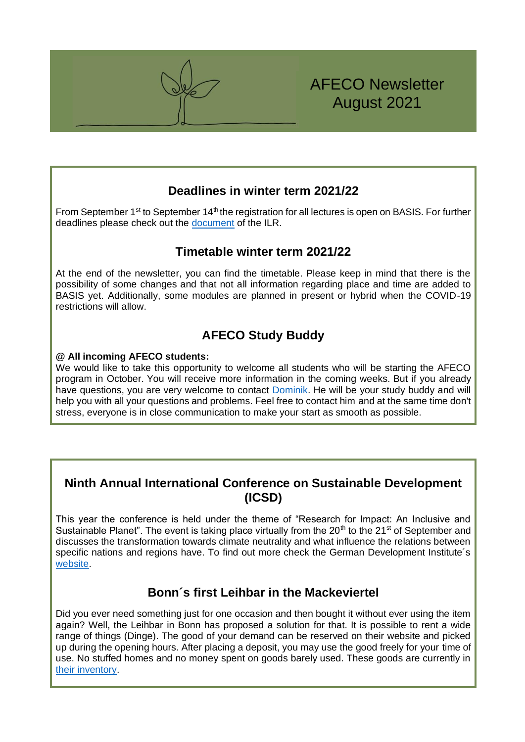# AFECO Newsletter August 2021

## Deadlines in winter term 2021/22

From September 1st to September 14th the registration for all lectures is open on BASIS. For further deadlines please check out the document of the ILR.

## Timetable winter term 2021/22

At the end of the newsletter, you can find the timetable. Please keep in mind that there is the possibility of some changes and that not all information regarding place and time are added to BASIS yet. Additionally, some modules are planned in present or hybrid when the COVID-19 restrictions will allow.

## AFECO Study Buddy

**@ All incoming AFECO students:**

We would like to take this opportunity to welcome all students who will be starting the AFECO program in October. You will receive more information in the coming weeks. But if you already have questions, you are very welcome to contact Dominik. He will be your study buddy and will help you with all your questions and problems. Feel free to contact him and at the same time don't stress, everyone is in close communication to make your start as smooth as possible.

## Ninth Annual International Conference on Sustainable Development (ICSD)

This year the conference is held under the theme of "Research for Impact: An Inclusive and Sustainable Planet". The event is taking place virtually from the 20th to the 21st of September and discusses the transformation towards climate neutrality and what influence the relations between specific nations and regions have. To find out more check the German Development Institute´s website.

## Bonn´s first Leihbar in the Mackeviertel

Did you ever need something just for one occasion and then bought it without ever using the item again? Well, the Leihbar in Bonn has proposed a solution for that. It is possible to rent a wide range of things (Dinge). The good of your demand can be reserved on their website and picked up during the opening hours. After placing a deposit, you may use the good freely for your time of use. No stuffed homes and no money spent on goods barely used. These goods are currently in their inventory.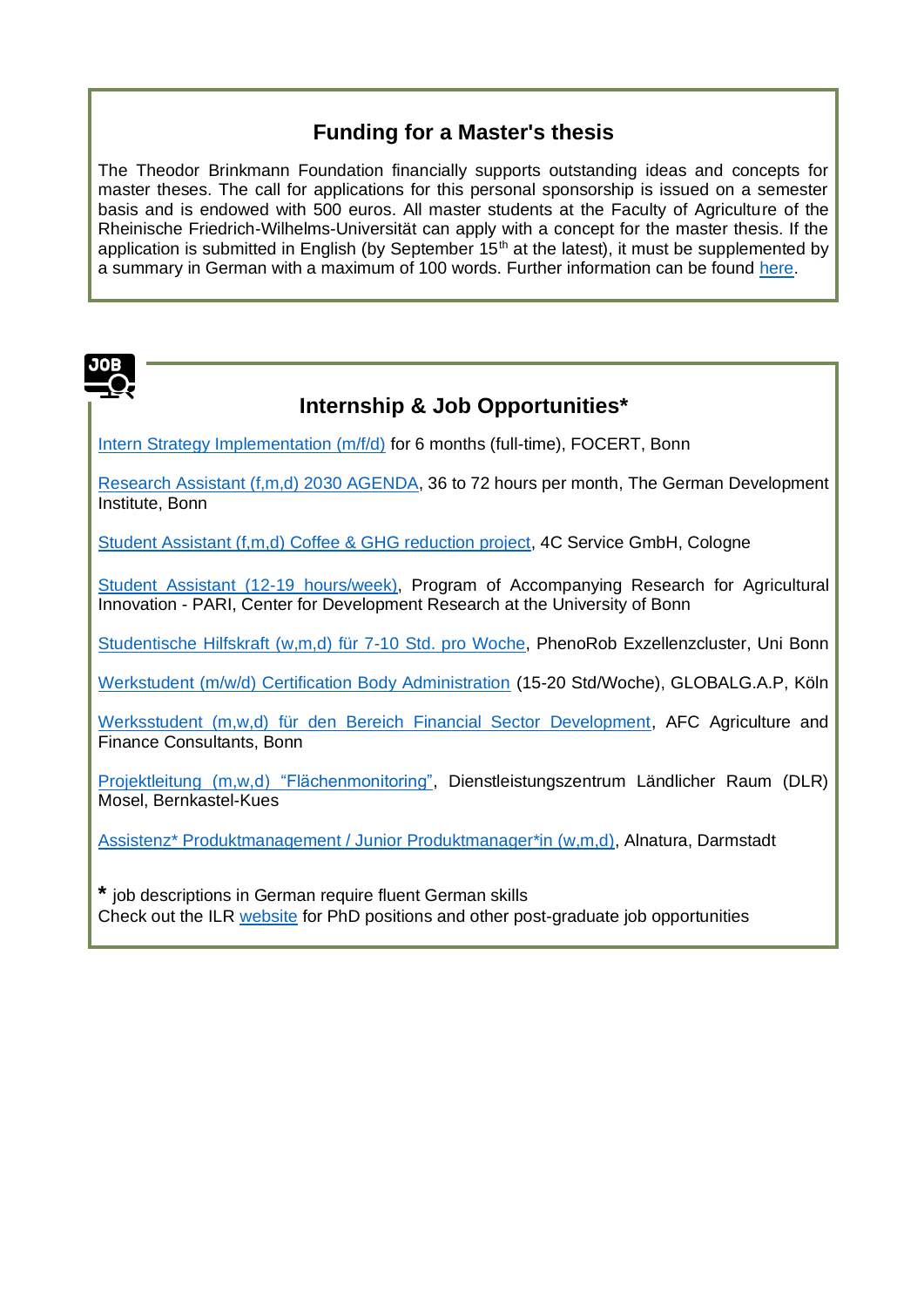## Funding for a Master's thesis

The Theodor Brinkmann Foundation financially supports outstanding ideas and concepts for master theses. The call for applications for this personal sponsorship is issued on a semester basis and is endowed with 500 euros. All master students at the Faculty of Agriculture of the Rheinische Friedrich-Wilhelms-Universität can apply with a concept for the master thesis. If the application is submitted in English (by September 15th at the latest), it must be supplemented by a summary in German with a maximum of 100 words. Further information can be found here.

## Internship & Job Opportunities*

Intern Strategy Implementation (m/f/d) for 6 months (full-time), FOCERT, Bonn

Research Assistant (f,m,d) 2030 AGENDA, 36 to 72 hours per month, The German Development Institute, Bonn

Student Assistant (f,m,d) Coffee & GHG reduction project, 4C Service GmbH, Cologne

Student Assistant (12-19 hours/week), Program of Accompanying Research for Agricultural Innovation - PARI, Center for Development Research at the University of Bonn

Studentische Hilfskraft (w,m,d) für 7-10 Std. pro Woche, PhenoRob Exzellenzcluster, Uni Bonn

Werkstudent (m/w/d) Certification Body Administration (15-20 Std/Woche), GLOBALG.A.P, Köln

Werksstudent (m,w,d) für den Bereich Financial Sector Development, AFC Agriculture and Finance Consultants, Bonn

Projektleitung (m,w,d) "Flächenmonitoring", Dienstleistungszentrum Ländlicher Raum (DLR) Mosel, Bernkastel-Kues

Assistenz* Produktmanagement / Junior Produktmanager*in (w,m,d), Alnatura, Darmstadt

**\*** job descriptions in German require fluent German skills
Check out the ILR website for PhD positions and other post-graduate job opportunities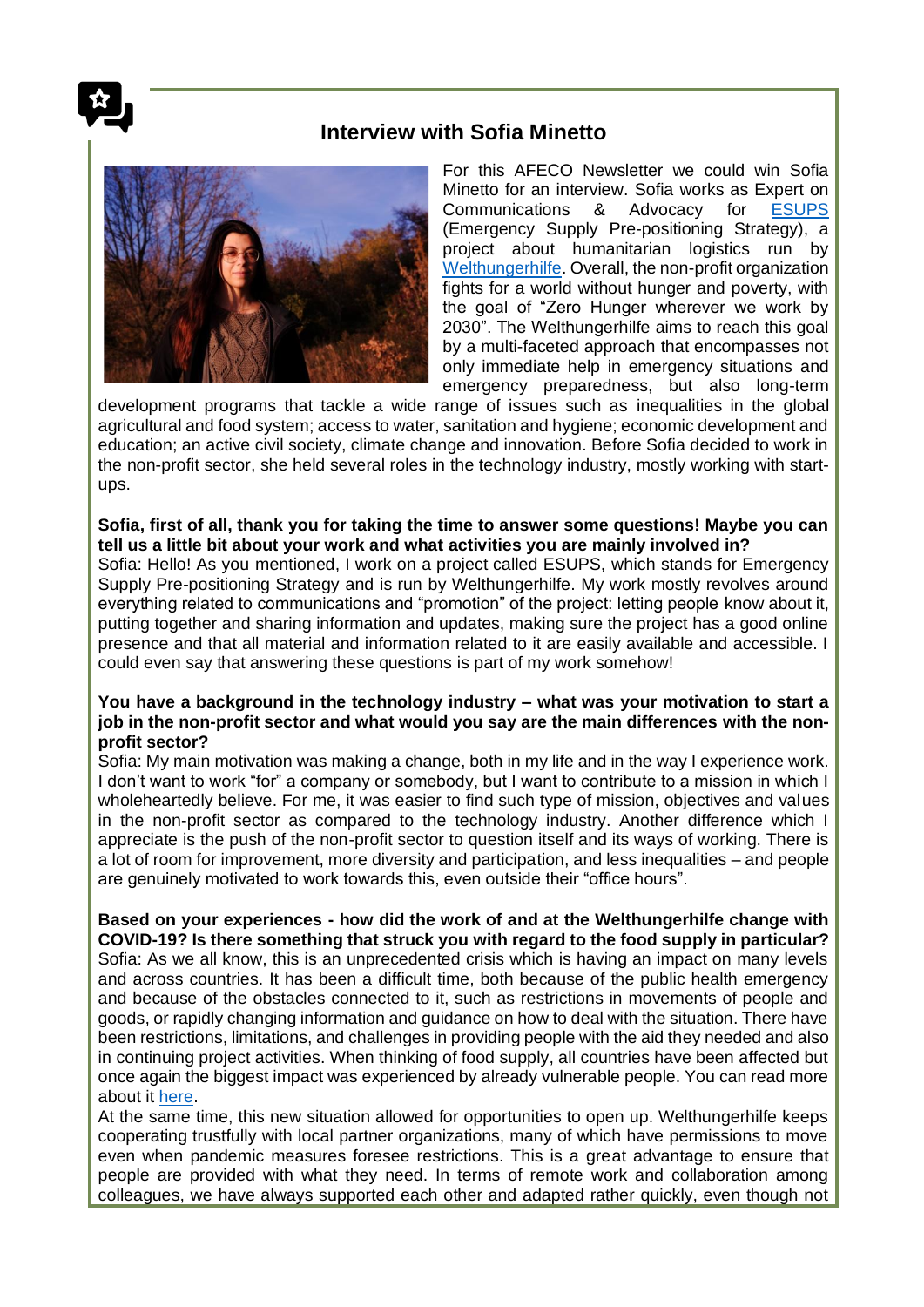## Interview with Sofia Minetto

For this AFECO Newsletter we could win Sofia Minetto for an interview. Sofia works as Expert on Communications & Advocacy for [ESUPS](#) (Emergency Supply Pre-positioning Strategy), a project about humanitarian logistics run by [Welthungerhilfe](#). Overall, the non-profit organization fights for a world without hunger and poverty, with the goal of “Zero Hunger wherever we work by 2030”. The Welthungerhilfe aims to reach this goal by a multi-faceted approach that encompasses not only immediate help in emergency situations and emergency preparedness, but also long-term development programs that tackle a wide range of issues such as inequalities in the global agricultural and food system; access to water, sanitation and hygiene; economic development and education; an active civil society, climate change and innovation. Before Sofia decided to work in the non-profit sector, she held several roles in the technology industry, mostly working with start-ups.

**Sofia, first of all, thank you for taking the time to answer some questions! Maybe you can tell us a little bit about your work and what activities you are mainly involved in?**

Sofia: Hello! As you mentioned, I work on a project called ESUPS, which stands for Emergency Supply Pre-positioning Strategy and is run by Welthungerhilfe. My work mostly revolves around everything related to communications and “promotion” of the project: letting people know about it, putting together and sharing information and updates, making sure the project has a good online presence and that all material and information related to it are easily available and accessible. I could even say that answering these questions is part of my work somehow!

**You have a background in the technology industry – what was your motivation to start a job in the non-profit sector and what would you say are the main differences with the non-profit sector?**

Sofia: My main motivation was making a change, both in my life and in the way I experience work. I don’t want to work “for” a company or somebody, but I want to contribute to a mission in which I wholeheartedly believe. For me, it was easier to find such type of mission, objectives and values in the non-profit sector as compared to the technology industry. Another difference which I appreciate is the push of the non-profit sector to question itself and its ways of working. There is a lot of room for improvement, more diversity and participation, and less inequalities – and people are genuinely motivated to work towards this, even outside their “office hours”.

**Based on your experiences - how did the work of and at the Welthungerhilfe change with COVID-19? Is there something that struck you with regard to the food supply in particular?**

Sofia: As we all know, this is an unprecedented crisis which is having an impact on many levels and across countries. It has been a difficult time, both because of the public health emergency and because of the obstacles connected to it, such as restrictions in movements of people and goods, or rapidly changing information and guidance on how to deal with the situation. There have been restrictions, limitations, and challenges in providing people with the aid they needed and also in continuing project activities. When thinking of food supply, all countries have been affected but once again the biggest impact was experienced by already vulnerable people. You can read more about it [here](#).

At the same time, this new situation allowed for opportunities to open up. Welthungerhilfe keeps cooperating trustfully with local partner organizations, many of which have permissions to move even when pandemic measures foresee restrictions. This is a great advantage to ensure that people are provided with what they need. In terms of remote work and collaboration among colleagues, we have always supported each other and adapted rather quickly, even though not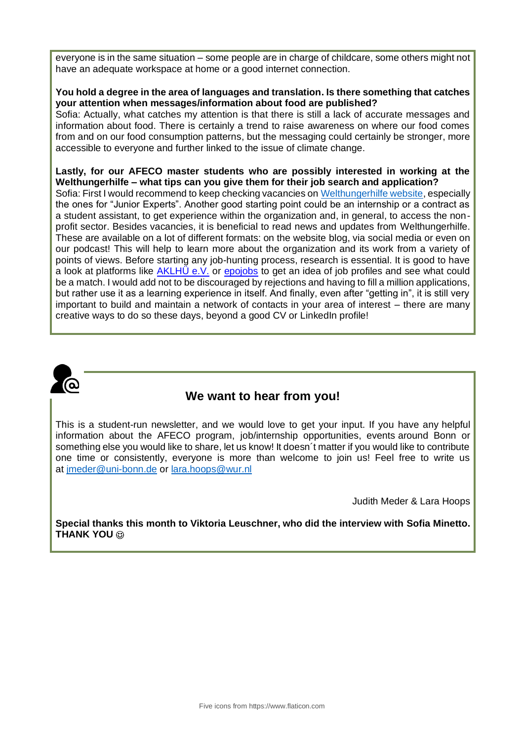everyone is in the same situation – some people are in charge of childcare, some others might not have an adequate workspace at home or a good internet connection.

**You hold a degree in the area of languages and translation. Is there something that catches your attention when messages/information about food are published?**

Sofia: Actually, what catches my attention is that there is still a lack of accurate messages and information about food. There is certainly a trend to raise awareness on where our food comes from and on our food consumption patterns, but the messaging could certainly be stronger, more accessible to everyone and further linked to the issue of climate change.

**Lastly, for our AFECO master students who are possibly interested in working at the Welthungerhilfe – what tips can you give them for their job search and application?**

Sofia: First I would recommend to keep checking vacancies on Welthungerhilfe website, especially the ones for "Junior Experts". Another good starting point could be an internship or a contract as a student assistant, to get experience within the organization and, in general, to access the non-profit sector. Besides vacancies, it is beneficial to read news and updates from Welthungerhilfe. These are available on a lot of different formats: on the website blog, via social media or even on our podcast! This will help to learn more about the organization and its work from a variety of points of views. Before starting any job-hunting process, research is essential. It is good to have a look at platforms like AKLHÜ e.V. or epojobs to get an idea of job profiles and see what could be a match. I would add not to be discouraged by rejections and having to fill a million applications, but rather use it as a learning experience in itself. And finally, even after "getting in", it is still very important to build and maintain a network of contacts in your area of interest – there are many creative ways to do so these days, beyond a good CV or LinkedIn profile!

## We want to hear from you!

This is a student-run newsletter, and we would love to get your input. If you have any helpful information about the AFECO program, job/internship opportunities, events around Bonn or something else you would like to share, let us know! It doesn´t matter if you would like to contribute one time or consistently, everyone is more than welcome to join us! Feel free to write us at jmeder@uni-bonn.de or lara.hoops@wur.nl

Judith Meder & Lara Hoops

**Special thanks this month to Viktoria Leuschner, who did the interview with Sofia Minetto. THANK YOU ☺**

Five icons from https://www.flaticon.com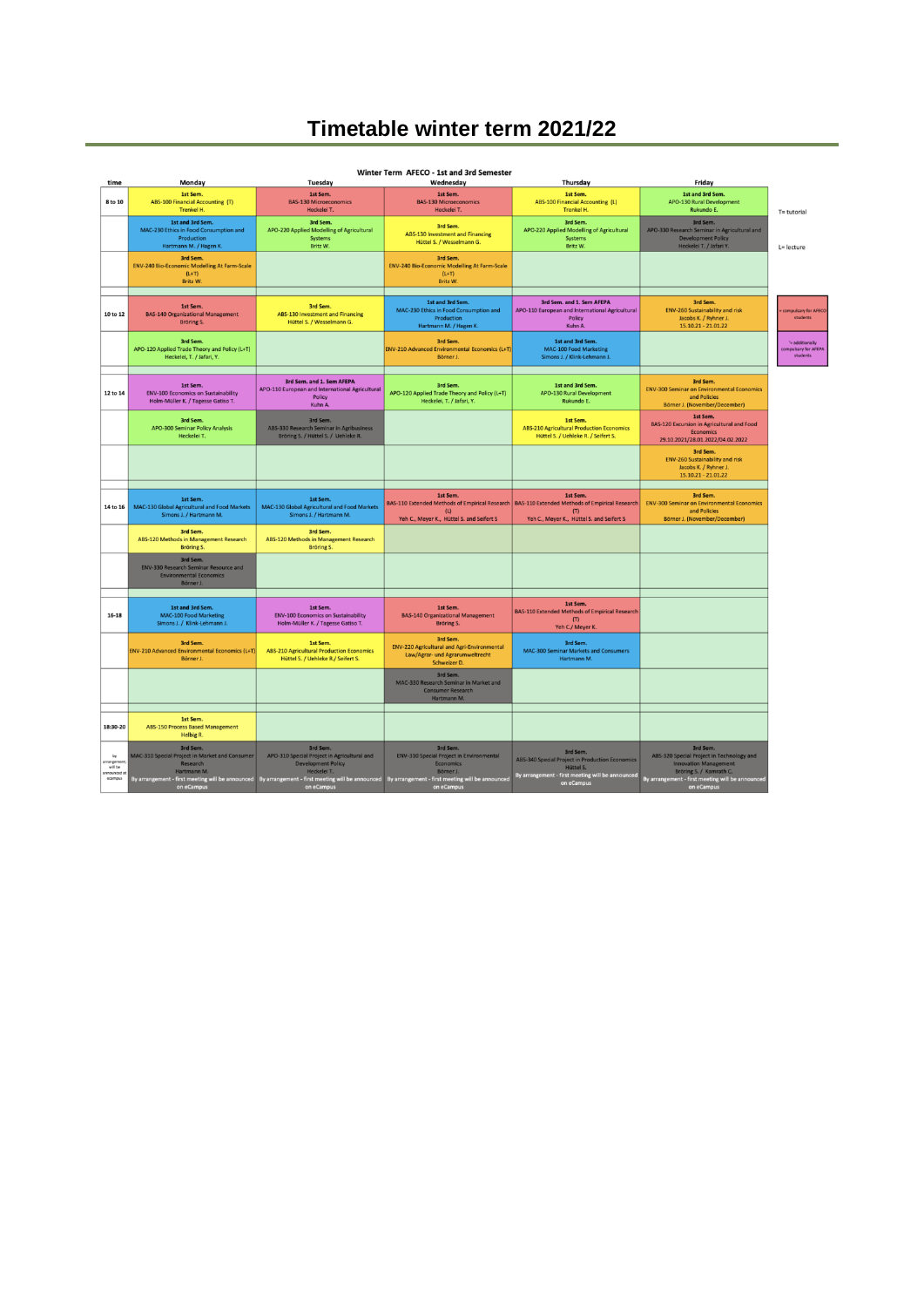# Timetable winter term 2021/22

Winter Term AFECO - 1st and 3rd Semester

| time | Monday | Tuesday | Wednesday | Thursday | Friday |
|---|---|---|---|---|---|
| 8 to 10 | 1st Sem. ABS-100 Financial Accounting (T) Trenkel H. | 1st Sem. BAS-130 Microeconomics Heckelei T. | 1st Sem. BAS-130 Microeconomics Heckelei T. | 1st Sem. ABS-100 Financial Accounting (L) Trenkel H. | 1st and 3rd Sem. APO-130 Rural Development Rukundo E. |
| | 1st and 3rd Sem. MAC-230 Ethics in Food Consumption and Production Hartmann M. / Hagen K. | 3rd Sem. APO-220 Applied Modelling of Agricultural Systems Britz W. | 3rd Sem. ABS-130 Investment and Financing Hüttel S. / Wesselmann G. | 3rd Sem. APO-220 Applied Modelling of Agricultural Systems Britz W. | 3rd Sem. APO-330 Research Seminar in Agricultural and Development Policy Heckelei T. / Jafari Y. |
| | 3rd Sem. ENV-240 Bio-Economic Modelling At Farm-Scale (L+T) Britz W. | | 3rd Sem. ENV-240 Bio-Economic Modelling At Farm-Scale (L+T) Britz W. | | |
| 10 to 12 | 1st Sem. BAS-140 Organizational Management Bröring S. | 3rd Sem. ABS-130 Investment and Financing Hüttel S. / Wesselmann G. | 1st and 3rd Sem. MAC-230 Ethics in Food Consumption and Production Hartmann M. / Hagen K. | 3rd Sem. and 1. Sem AFEPA APO-110 European and International Agricultural Policy Kuhn A. | 3rd Sem. ENV-260 Sustainability and risk Jacobs K. / Ryhner J. 15.10.21 - 21.01.22 |
| | 3rd Sem. APO-120 Applied Trade Theory and Policy (L+T) Heckelei, T. / Jafari, Y. | | 3rd Sem. ENV-210 Advanced Environmental Economics (L+T) Börner J. | 1st and 3rd Sem. MAC-100 Food Marketing Simons J. / Klink-Lehmann J. | |
| 12 to 14 | 1st Sem. ENV-100 Economics on Sustainability Holm-Müller K. / Tagesse Gatiso T. | 3rd Sem. and 1. Sem AFEPA APO-110 European and International Agricultural Policy Kuhn A. | 3rd Sem. APO-120 Applied Trade Theory and Policy (L+T) Heckelei, T. / Jafari, Y. | 1st and 3rd Sem. APO-130 Rural Development Rukundo E. | 3rd Sem. ENV-300 Seminar on Environmental Economics and Policies Börner J. (November/December) |
| | 3rd Sem. APO-300 Seminar Policy Analysis Heckelei T. | 3rd Sem. ABS-330 Research Seminar in Agribusiness Bröring S. / Hüttel S. / Uehleke R. | | 1st Sem. ABS-210 Agricultural Production Economics Hüttel S. / Uehleke R. / Seifert S. | 1st Sem. BAS-120 Excursion in Agricultural and Food Economics 29.10.2021/28.01.2022/04.02.2022 |
| | | | | | 3rd Sem. ENV-260 Sustainability and risk Jacobs K. / Ryhner J. 15.10.21 - 21.01.22 |
| 14 to 16 | 1st Sem. MAC-130 Global Agricultural and Food Markets Simons J. / Hartmann M. | 1st Sem. MAC-130 Global Agricultural and Food Markets Simons J. / Hartmann M. | 1st Sem. BAS-110 Extended Methods of Empirical Research (L) Yeh C., Meyer K., Hüttel S. and Seifert S | 1st Sem. BAS-110 Extended Methods of Empirical Research (T) Yeh C., Meyer K., Hüttel S. and Seifert S | 3rd Sem. ENV-300 Seminar on Environmental Economics and Policies Börner J. (November/December) |
| | 3rd Sem. ABS-120 Methods in Management Research Bröring S. | 3rd Sem. ABS-120 Methods in Management Research Bröring S. | | | |
| | 3rd Sem. ENV-330 Research Seminar Resource and Environmental Economics Börner J. | | | | |
| 16-18 | 1st and 3rd Sem. MAC-100 Food Marketing Simons J. / Klink-Lehmann J. | 1st Sem. ENV-100 Economics on Sustainability Holm-Müller K. / Tagesse Gatiso T. | 1st Sem. BAS-140 Organizational Management Bröring S. | 1st Sem. BAS-110 Extended Methods of Empirical Research (T) Yeh C./ Meyer K. | |
| | 3rd Sem. ENV-210 Advanced Environmental Economics (L+T) Börner J. | 1st Sem. ABS-210 Agricultural Production Economics Hüttel S. / Uehleke R./ Seifert S. | 3rd Sem. ENV-220 Agricultural and Agri-Environmental Law/Agrar- und Agrarumweltrecht Schweizer D. | 3rd Sem. MAC-300 Seminar Markets and Consumers Hartmann M. | |
| | | | 3rd Sem. MAC-330 Research Seminar in Market and Consumer Research Hartmann M. | | |
| 18:30-20 | 1st Sem. ABS-150 Process Based Management Helbig R. | | | | |
| by arrangement; will be announced at ecampus | 3rd Sem. MAC-310 Special Project in Market and Consumer Research Hartmann M. By arrangement - first meeting will be announced on eCampus | 3rd Sem. APO-310 Special Project in Agricultural and Development Policy Heckelei T. By arrangement - first meeting will be announced on eCampus | 3rd Sem. ENV-310 Special Project in Environmental Economics Börner J. By arrangement - first meeting will be announced on eCampus | 3rd Sem. ABS-340 Special Project in Production Economics Hüttel S. By arrangement - first meeting will be announced on eCampus | 3rd Sem. ABS-320 Special Project in Technology and Innovation Management Bröring S. / Kamrath C. By arrangement - first meeting will be announced on eCampus |

T= tutorial

L= lecture

= compulsory for AFECO students

*= additionally compulsory for AFEPA students